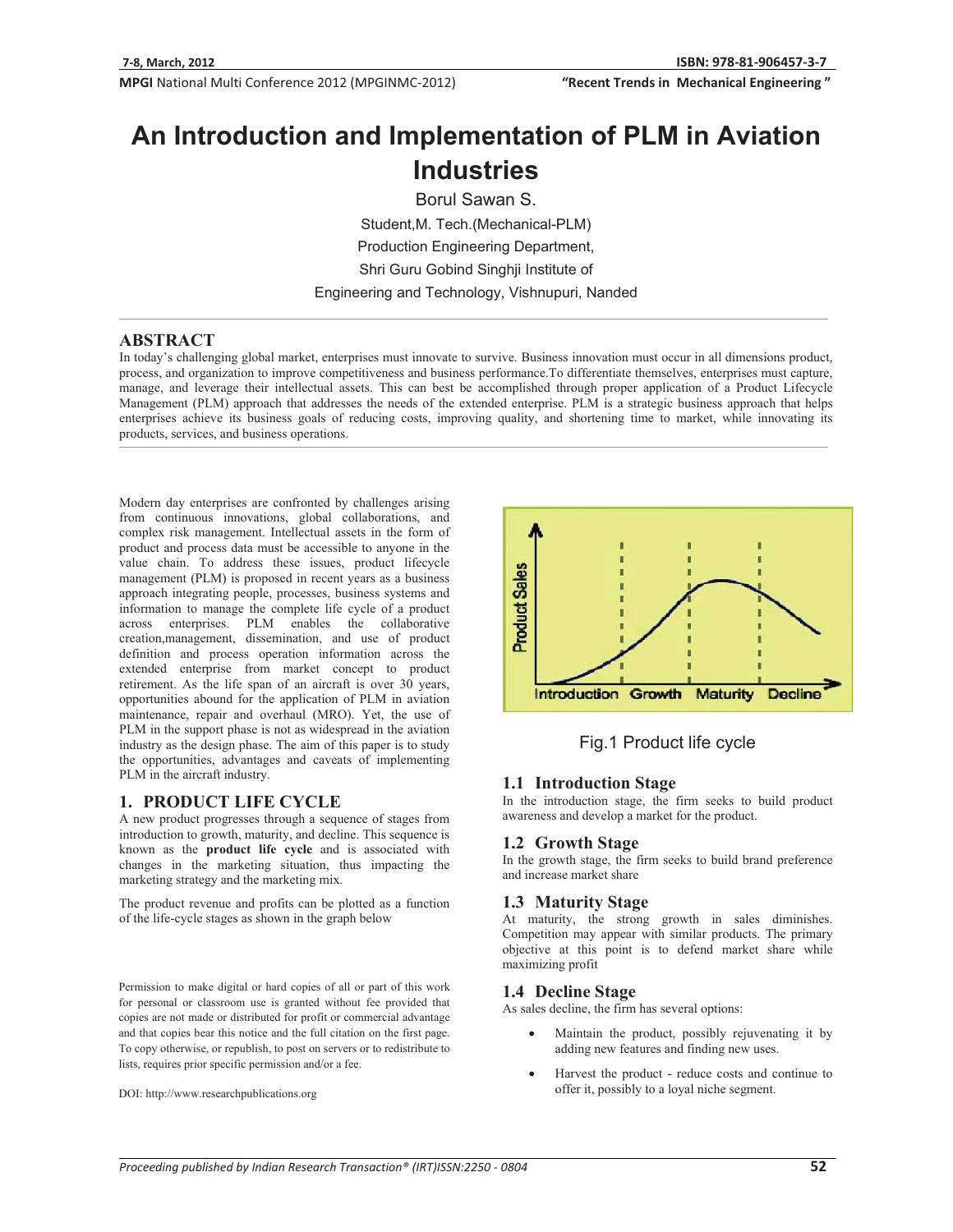# An Introduction and Implementation of PLM in Aviation Industries

Borul Sawan S.

Student,M. Tech.(Mechanical-PLM)

Production Engineering Department,

Shri Guru Gobind Singhji Institute of

Engineering and Technology, Vishnupuri, Nanded

## ABSTRACT

In today's challenging global market, enterprises must innovate to survive. Business innovation must occur in all dimensions product, process, and organization to improve competitiveness and business performance.To differentiate themselves, enterprises must capture, manage, and leverage their intellectual assets. This can best be accomplished through proper application of a Product Lifecycle Management (PLM) approach that addresses the needs of the extended enterprise. PLM is a strategic business approach that helps enterprises achieve its business goals of reducing costs, improving quality, and shortening time to market, while innovating its products, services, and business operations.

Modern day enterprises are confronted by challenges arising from continuous innovations, global collaborations, and complex risk management. Intellectual assets in the form of product and process data must be accessible to anyone in the value chain. To address these issues, product lifecycle management (PLM) is proposed in recent years as a business approach integrating people, processes, business systems and information to manage the complete life cycle of a product across enterprises. PLM enables the collaborative creation,management, dissemination, and use of product definition and process operation information across the extended enterprise from market concept to product retirement. As the life span of an aircraft is over 30 years, opportunities abound for the application of PLM in aviation maintenance, repair and overhaul (MRO). Yet, the use of PLM in the support phase is not as widespread in the aviation industry as the design phase. The aim of this paper is to study the opportunities, advantages and caveats of implementing PLM in the aircraft industry.

## 1. PRODUCT LIFE CYCLE

A new product progresses through a sequence of stages from introduction to growth, maturity, and decline. This sequence is known as the **product life cycle** and is associated with changes in the marketing situation, thus impacting the marketing strategy and the marketing mix.

The product revenue and profits can be plotted as a function of the life-cycle stages as shown in the graph below

Fig.1 Product life cycle

### 1.1 Introduction Stage

In the introduction stage, the firm seeks to build product awareness and develop a market for the product.

### 1.2 Growth Stage

In the growth stage, the firm seeks to build brand preference and increase market share

### 1.3 Maturity Stage

At maturity, the strong growth in sales diminishes. Competition may appear with similar products. The primary objective at this point is to defend market share while maximizing profit

### 1.4 Decline Stage

As sales decline, the firm has several options:

- Maintain the product, possibly rejuvenating it by adding new features and finding new uses.
- Harvest the product - reduce costs and continue to offer it, possibly to a loyal niche segment.

Permission to make digital or hard copies of all or part of this work for personal or classroom use is granted without fee provided that copies are not made or distributed for profit or commercial advantage and that copies bear this notice and the full citation on the first page. To copy otherwise, or republish, to post on servers or to redistribute to lists, requires prior specific permission and/or a fee.

DOI: http://www.researchpublications.org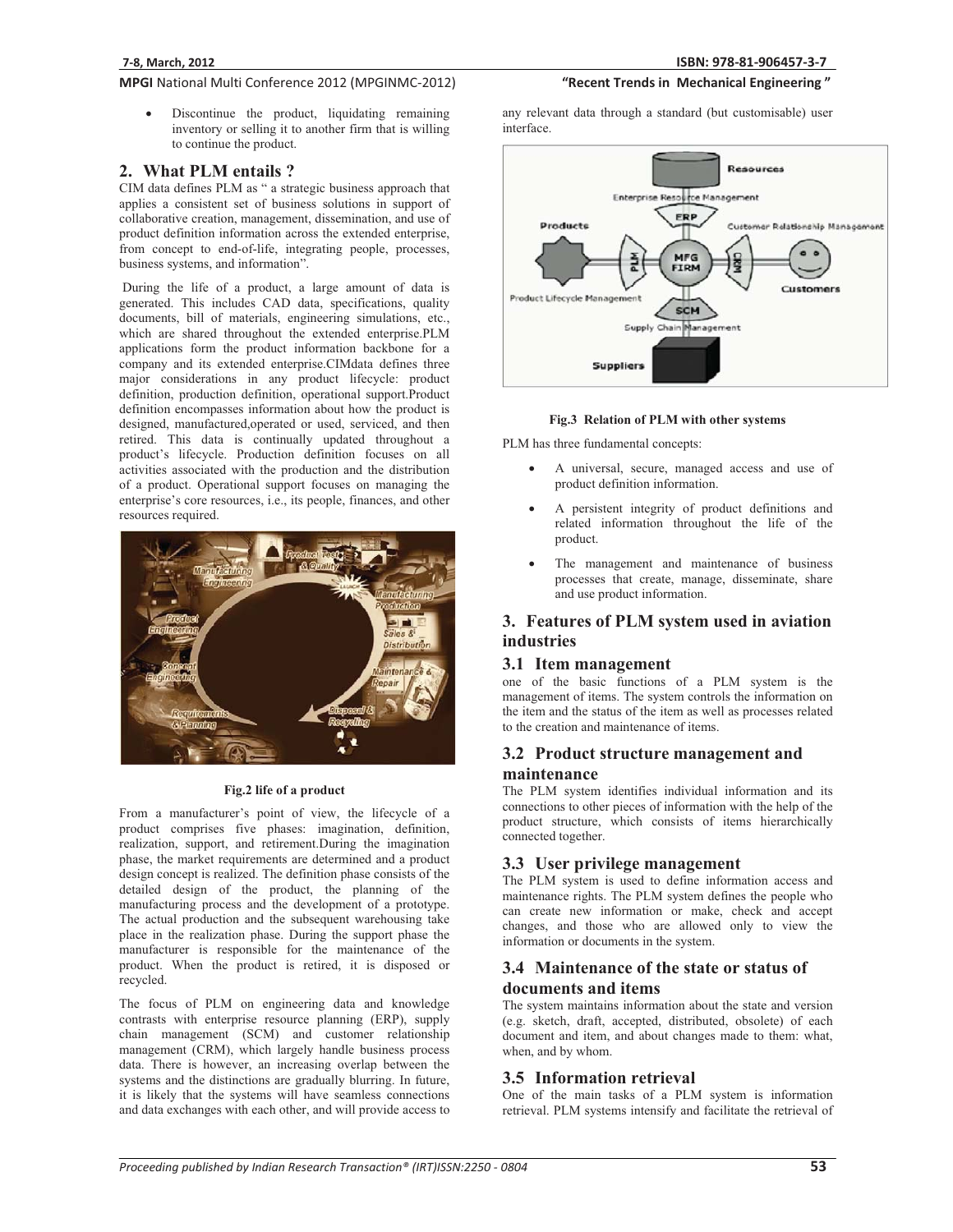- Discontinue the product, liquidating remaining inventory or selling it to another firm that is willing to continue the product.

## 2. What PLM entails ?

CIM data defines PLM as " a strategic business approach that applies a consistent set of business solutions in support of collaborative creation, management, dissemination, and use of product definition information across the extended enterprise, from concept to end-of-life, integrating people, processes, business systems, and information".

During the life of a product, a large amount of data is generated. This includes CAD data, specifications, quality documents, bill of materials, engineering simulations, etc., which are shared throughout the extended enterprise.PLM applications form the product information backbone for a company and its extended enterprise.CIMdata defines three major considerations in any product lifecycle: product definition, production definition, operational support.Product definition encompasses information about how the product is designed, manufactured,operated or used, serviced, and then retired. This data is continually updated throughout a product's lifecycle. Production definition focuses on all activities associated with the production and the distribution of a product. Operational support focuses on managing the enterprise's core resources, i.e., its people, finances, and other resources required.

**Fig.2 life of a product**

From a manufacturer's point of view, the lifecycle of a product comprises five phases: imagination, definition, realization, support, and retirement.During the imagination phase, the market requirements are determined and a product design concept is realized. The definition phase consists of the detailed design of the product, the planning of the manufacturing process and the development of a prototype. The actual production and the subsequent warehousing take place in the realization phase. During the support phase the manufacturer is responsible for the maintenance of the product. When the product is retired, it is disposed or recycled.

The focus of PLM on engineering data and knowledge contrasts with enterprise resource planning (ERP), supply chain management (SCM) and customer relationship management (CRM), which largely handle business process data. There is however, an increasing overlap between the systems and the distinctions are gradually blurring. In future, it is likely that the systems will have seamless connections and data exchanges with each other, and will provide access to any relevant data through a standard (but customisable) user interface.

**Fig.3 Relation of PLM with other systems**

PLM has three fundamental concepts:

- A universal, secure, managed access and use of product definition information.
- A persistent integrity of product definitions and related information throughout the life of the product.
- The management and maintenance of business processes that create, manage, disseminate, share and use product information.

## 3. Features of PLM system used in aviation industries

### 3.1 Item management

one of the basic functions of a PLM system is the management of items. The system controls the information on the item and the status of the item as well as processes related to the creation and maintenance of items.

### 3.2 Product structure management and maintenance

The PLM system identifies individual information and its connections to other pieces of information with the help of the product structure, which consists of items hierarchically connected together.

### 3.3 User privilege management

The PLM system is used to define information access and maintenance rights. The PLM system defines the people who can create new information or make, check and accept changes, and those who are allowed only to view the information or documents in the system.

### 3.4 Maintenance of the state or status of documents and items

The system maintains information about the state and version (e.g. sketch, draft, accepted, distributed, obsolete) of each document and item, and about changes made to them: what, when, and by whom.

### 3.5 Information retrieval

One of the main tasks of a PLM system is information retrieval. PLM systems intensify and facilitate the retrieval of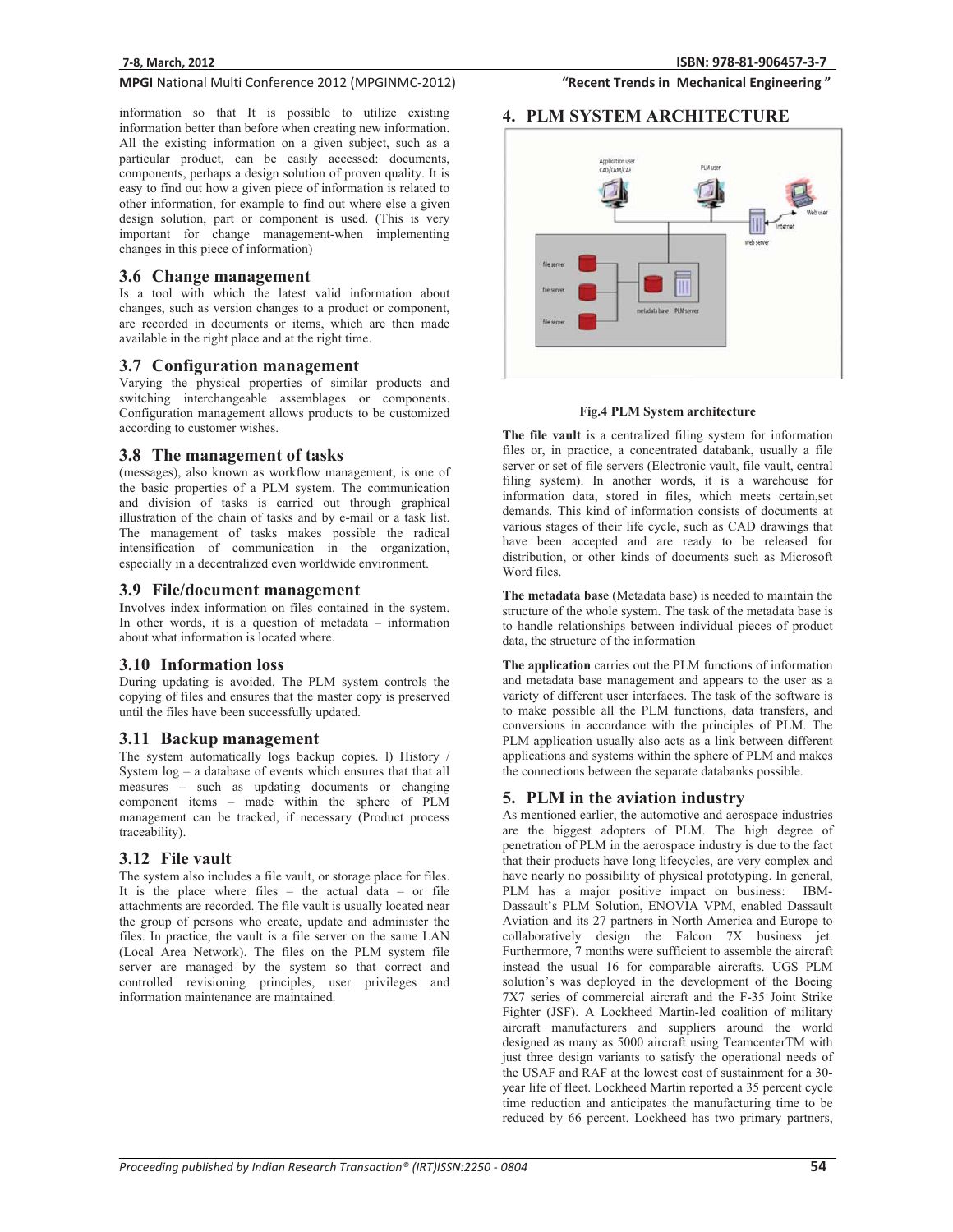information so that It is possible to utilize existing information better than before when creating new information. All the existing information on a given subject, such as a particular product, can be easily accessed: documents, components, perhaps a design solution of proven quality. It is easy to find out how a given piece of information is related to other information, for example to find out where else a given design solution, part or component is used. (This is very important for change management-when implementing changes in this piece of information)

### 3.6 Change management

Is a tool with which the latest valid information about changes, such as version changes to a product or component, are recorded in documents or items, which are then made available in the right place and at the right time.

### 3.7 Configuration management

Varying the physical properties of similar products and switching interchangeable assemblages or components. Configuration management allows products to be customized according to customer wishes.

### 3.8 The management of tasks

(messages), also known as workflow management, is one of the basic properties of a PLM system. The communication and division of tasks is carried out through graphical illustration of the chain of tasks and by e-mail or a task list. The management of tasks makes possible the radical intensification of communication in the organization, especially in a decentralized even worldwide environment.

### 3.9 File/document management

Involves index information on files contained in the system. In other words, it is a question of metadata – information about what information is located where.

### 3.10 Information loss

During updating is avoided. The PLM system controls the copying of files and ensures that the master copy is preserved until the files have been successfully updated.

### 3.11 Backup management

The system automatically logs backup copies. l) History / System log – a database of events which ensures that that all measures – such as updating documents or changing component items – made within the sphere of PLM management can be tracked, if necessary (Product process traceability).

### 3.12 File vault

The system also includes a file vault, or storage place for files. It is the place where files – the actual data – or file attachments are recorded. The file vault is usually located near the group of persons who create, update and administer the files. In practice, the vault is a file server on the same LAN (Local Area Network). The files on the PLM system file server are managed by the system so that correct and controlled revisioning principles, user privileges and information maintenance are maintained.

## 4. PLM SYSTEM ARCHITECTURE

Application user CAD/CAM/CAE

PLM user

Web user

Internet

web server

file server

file server

file server

metadata base

PLM server

**Fig.4 PLM System architecture**

**The file vault** is a centralized filing system for information files or, in practice, a concentrated databank, usually a file server or set of file servers (Electronic vault, file vault, central filing system). In another words, it is a warehouse for information data, stored in files, which meets certain,set demands. This kind of information consists of documents at various stages of their life cycle, such as CAD drawings that have been accepted and are ready to be released for distribution, or other kinds of documents such as Microsoft Word files.

**The metadata base** (Metadata base) is needed to maintain the structure of the whole system. The task of the metadata base is to handle relationships between individual pieces of product data, the structure of the information

**The application** carries out the PLM functions of information and metadata base management and appears to the user as a variety of different user interfaces. The task of the software is to make possible all the PLM functions, data transfers, and conversions in accordance with the principles of PLM. The PLM application usually also acts as a link between different applications and systems within the sphere of PLM and makes the connections between the separate databanks possible.

## 5. PLM in the aviation industry

As mentioned earlier, the automotive and aerospace industries are the biggest adopters of PLM. The high degree of penetration of PLM in the aerospace industry is due to the fact that their products have long lifecycles, are very complex and have nearly no possibility of physical prototyping. In general, PLM has a major positive impact on business: IBM-Dassault's PLM Solution, ENOVIA VPM, enabled Dassault Aviation and its 27 partners in North America and Europe to collaboratively design the Falcon 7X business jet. Furthermore, 7 months were sufficient to assemble the aircraft instead the usual 16 for comparable aircrafts. UGS PLM solution's was deployed in the development of the Boeing 7X7 series of commercial aircraft and the F-35 Joint Strike Fighter (JSF). A Lockheed Martin-led coalition of military aircraft manufacturers and suppliers around the world designed as many as 5000 aircraft using TeamcenterTM with just three design variants to satisfy the operational needs of the USAF and RAF at the lowest cost of sustainment for a 30-year life of fleet. Lockheed Martin reported a 35 percent cycle time reduction and anticipates the manufacturing time to be reduced by 66 percent. Lockheed has two primary partners,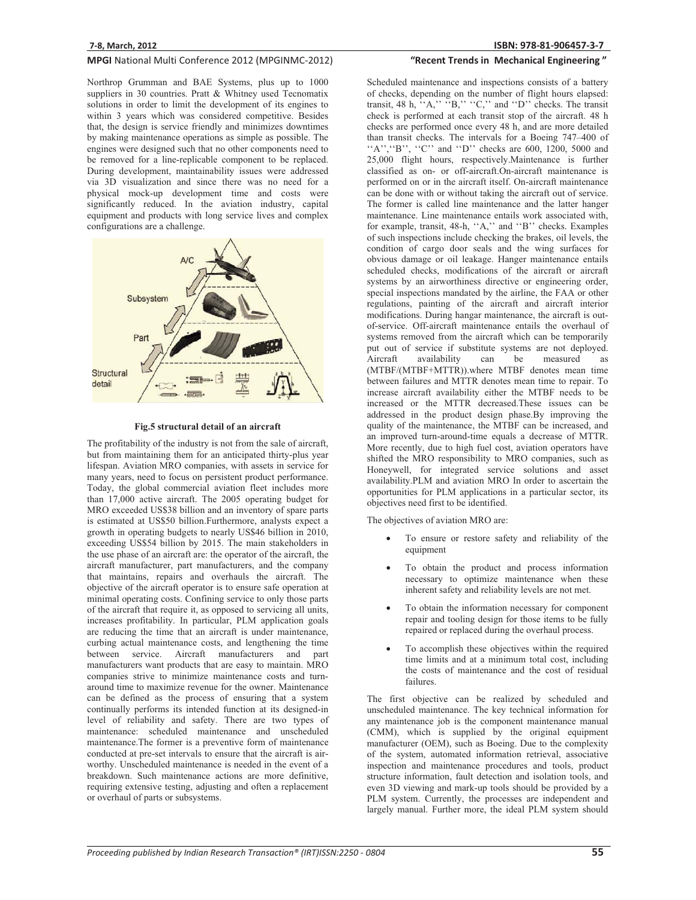Northrop Grumman and BAE Systems, plus up to 1000 suppliers in 30 countries. Pratt & Whitney used Tecnomatix solutions in order to limit the development of its engines to within 3 years which was considered competitive. Besides that, the design is service friendly and minimizes downtimes by making maintenance operations as simple as possible. The engines were designed such that no other components need to be removed for a line-replicable component to be replaced. During development, maintainability issues were addressed via 3D visualization and since there was no need for a physical mock-up development time and costs were significantly reduced. In the aviation industry, capital equipment and products with long service lives and complex configurations are a challenge.

**Fig.5 structural detail of an aircraft**

The profitability of the industry is not from the sale of aircraft, but from maintaining them for an anticipated thirty-plus year lifespan. Aviation MRO companies, with assets in service for many years, need to focus on persistent product performance. Today, the global commercial aviation fleet includes more than 17,000 active aircraft. The 2005 operating budget for MRO exceeded US$38 billion and an inventory of spare parts is estimated at US$50 billion.Furthermore, analysts expect a growth in operating budgets to nearly US$46 billion in 2010, exceeding US$54 billion by 2015. The main stakeholders in the use phase of an aircraft are: the operator of the aircraft, the aircraft manufacturer, part manufacturers, and the company that maintains, repairs and overhauls the aircraft. The objective of the aircraft operator is to ensure safe operation at minimal operating costs. Confining service to only those parts of the aircraft that require it, as opposed to servicing all units, increases profitability. In particular, PLM application goals are reducing the time that an aircraft is under maintenance, curbing actual maintenance costs, and lengthening the time between service. Aircraft manufacturers and part manufacturers want products that are easy to maintain. MRO companies strive to minimize maintenance costs and turn-around time to maximize revenue for the owner. Maintenance can be defined as the process of ensuring that a system continually performs its intended function at its designed-in level of reliability and safety. There are two types of maintenance: scheduled maintenance and unscheduled maintenance.The former is a preventive form of maintenance conducted at pre-set intervals to ensure that the aircraft is air-worthy. Unscheduled maintenance is needed in the event of a breakdown. Such maintenance actions are more definitive, requiring extensive testing, adjusting and often a replacement or overhaul of parts or subsystems.

Scheduled maintenance and inspections consists of a battery of checks, depending on the number of flight hours elapsed: transit, 48 h, ''A,'' ''B,'' ''C,'' and ''D'' checks. The transit check is performed at each transit stop of the aircraft. 48 h checks are performed once every 48 h, and are more detailed than transit checks. The intervals for a Boeing 747–400 of ''A'',''B'', ''C'' and ''D'' checks are 600, 1200, 5000 and 25,000 flight hours, respectively.Maintenance is further classified as on- or off-aircraft.On-aircraft maintenance is performed on or in the aircraft itself. On-aircraft maintenance can be done with or without taking the aircraft out of service. The former is called line maintenance and the latter hanger maintenance. Line maintenance entails work associated with, for example, transit, 48-h, ''A,'' and ''B'' checks. Examples of such inspections include checking the brakes, oil levels, the condition of cargo door seals and the wing surfaces for obvious damage or oil leakage. Hanger maintenance entails scheduled checks, modifications of the aircraft or aircraft systems by an airworthiness directive or engineering order, special inspections mandated by the airline, the FAA or other regulations, painting of the aircraft and aircraft interior modifications. During hangar maintenance, the aircraft is out-of-service. Off-aircraft maintenance entails the overhaul of systems removed from the aircraft which can be temporarily put out of service if substitute systems are not deployed. Aircraft availability can be measured as (MTBF/(MTBF+MTTR)).where MTBF denotes mean time between failures and MTTR denotes mean time to repair. To increase aircraft availability either the MTBF needs to be increased or the MTTR decreased.These issues can be addressed in the product design phase.By improving the quality of the maintenance, the MTBF can be increased, and an improved turn-around-time equals a decrease of MTTR. More recently, due to high fuel cost, aviation operators have shifted the MRO responsibility to MRO companies, such as Honeywell, for integrated service solutions and asset availability.PLM and aviation MRO In order to ascertain the opportunities for PLM applications in a particular sector, its objectives need first to be identified.

The objectives of aviation MRO are:

- To ensure or restore safety and reliability of the equipment
- To obtain the product and process information necessary to optimize maintenance when these inherent safety and reliability levels are not met.
- To obtain the information necessary for component repair and tooling design for those items to be fully repaired or replaced during the overhaul process.
- To accomplish these objectives within the required time limits and at a minimum total cost, including the costs of maintenance and the cost of residual failures.

The first objective can be realized by scheduled and unscheduled maintenance. The key technical information for any maintenance job is the component maintenance manual (CMM), which is supplied by the original equipment manufacturer (OEM), such as Boeing. Due to the complexity of the system, automated information retrieval, associative inspection and maintenance procedures and tools, product structure information, fault detection and isolation tools, and even 3D viewing and mark-up tools should be provided by a PLM system. Currently, the processes are independent and largely manual. Further more, the ideal PLM system should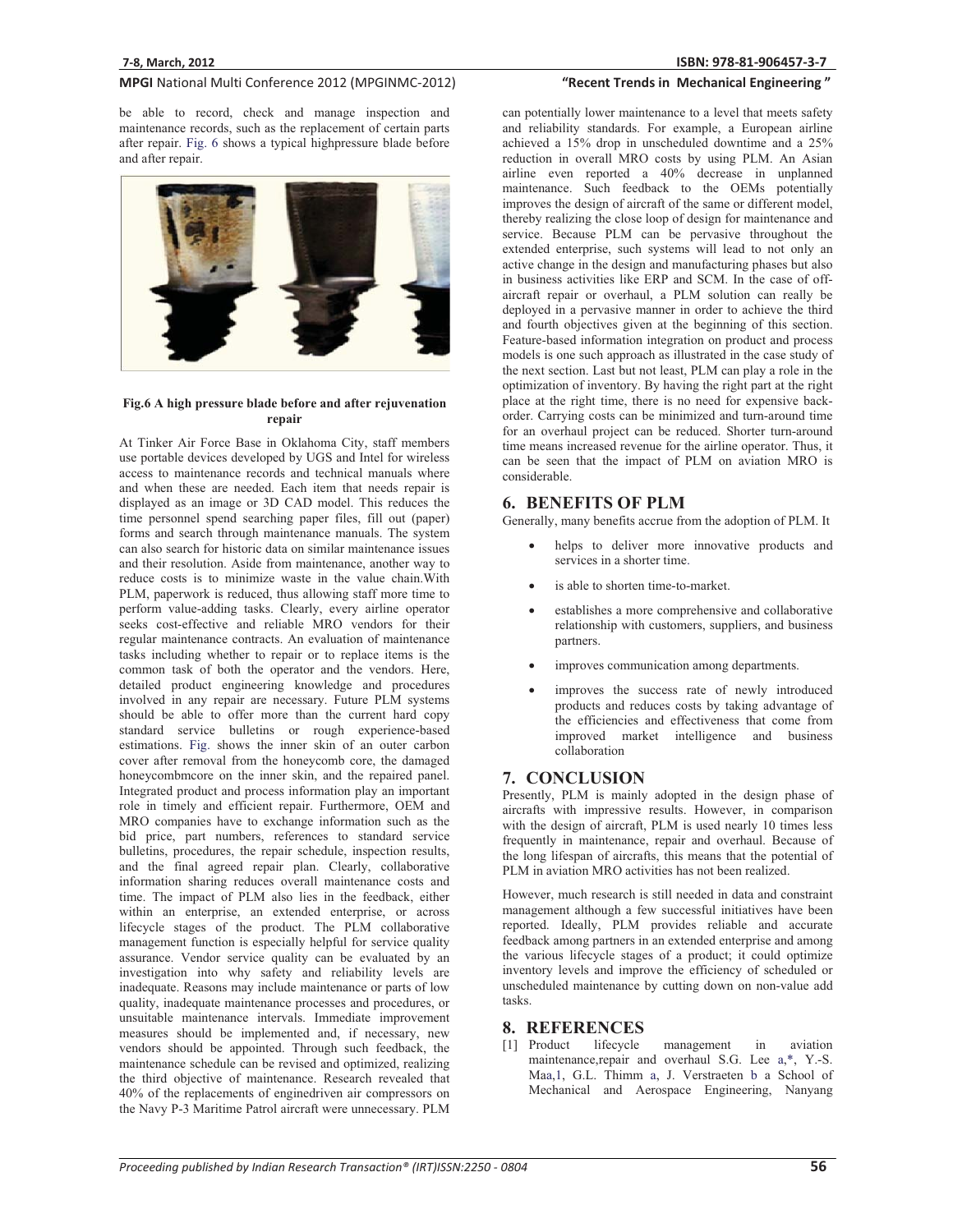be able to record, check and manage inspection and maintenance records, such as the replacement of certain parts after repair. Fig. 6 shows a typical highpressure blade before and after repair.

**Fig.6 A high pressure blade before and after rejuvenation repair**

At Tinker Air Force Base in Oklahoma City, staff members use portable devices developed by UGS and Intel for wireless access to maintenance records and technical manuals where and when these are needed. Each item that needs repair is displayed as an image or 3D CAD model. This reduces the time personnel spend searching paper files, fill out (paper) forms and search through maintenance manuals. The system can also search for historic data on similar maintenance issues and their resolution. Aside from maintenance, another way to reduce costs is to minimize waste in the value chain.With PLM, paperwork is reduced, thus allowing staff more time to perform value-adding tasks. Clearly, every airline operator seeks cost-effective and reliable MRO vendors for their regular maintenance contracts. An evaluation of maintenance tasks including whether to repair or to replace items is the common task of both the operator and the vendors. Here, detailed product engineering knowledge and procedures involved in any repair are necessary. Future PLM systems should be able to offer more than the current hard copy standard service bulletins or rough experience-based estimations. Fig. shows the inner skin of an outer carbon cover after removal from the honeycomb core, the damaged honeycombmcore on the inner skin, and the repaired panel. Integrated product and process information play an important role in timely and efficient repair. Furthermore, OEM and MRO companies have to exchange information such as the bid price, part numbers, references to standard service bulletins, procedures, the repair schedule, inspection results, and the final agreed repair plan. Clearly, collaborative information sharing reduces overall maintenance costs and time. The impact of PLM also lies in the feedback, either within an enterprise, an extended enterprise, or across lifecycle stages of the product. The PLM collaborative management function is especially helpful for service quality assurance. Vendor service quality can be evaluated by an investigation into why safety and reliability levels are inadequate. Reasons may include maintenance or parts of low quality, inadequate maintenance processes and procedures, or unsuitable maintenance intervals. Immediate improvement measures should be implemented and, if necessary, new vendors should be appointed. Through such feedback, the maintenance schedule can be revised and optimized, realizing the third objective of maintenance. Research revealed that 40% of the replacements of enginedriven air compressors on the Navy P-3 Maritime Patrol aircraft were unnecessary. PLM can potentially lower maintenance to a level that meets safety and reliability standards. For example, a European airline achieved a 15% drop in unscheduled downtime and a 25% reduction in overall MRO costs by using PLM. An Asian airline even reported a 40% decrease in unplanned maintenance. Such feedback to the OEMs potentially improves the design of aircraft of the same or different model, thereby realizing the close loop of design for maintenance and service. Because PLM can be pervasive throughout the extended enterprise, such systems will lead to not only an active change in the design and manufacturing phases but also in business activities like ERP and SCM. In the case of off-aircraft repair or overhaul, a PLM solution can really be deployed in a pervasive manner in order to achieve the third and fourth objectives given at the beginning of this section. Feature-based information integration on product and process models is one such approach as illustrated in the case study of the next section. Last but not least, PLM can play a role in the optimization of inventory. By having the right part at the right place at the right time, there is no need for expensive back-order. Carrying costs can be minimized and turn-around time for an overhaul project can be reduced. Shorter turn-around time means increased revenue for the airline operator. Thus, it can be seen that the impact of PLM on aviation MRO is considerable.

## 6. BENEFITS OF PLM

Generally, many benefits accrue from the adoption of PLM. It

- helps to deliver more innovative products and services in a shorter time.
- is able to shorten time-to-market.
- establishes a more comprehensive and collaborative relationship with customers, suppliers, and business partners.
- improves communication among departments.
- improves the success rate of newly introduced products and reduces costs by taking advantage of the efficiencies and effectiveness that come from improved market intelligence and business collaboration

## 7. CONCLUSION

Presently, PLM is mainly adopted in the design phase of aircrafts with impressive results. However, in comparison with the design of aircraft, PLM is used nearly 10 times less frequently in maintenance, repair and overhaul. Because of the long lifespan of aircrafts, this means that the potential of PLM in aviation MRO activities has not been realized.

However, much research is still needed in data and constraint management although a few successful initiatives have been reported. Ideally, PLM provides reliable and accurate feedback among partners in an extended enterprise and among the various lifecycle stages of a product; it could optimize inventory levels and improve the efficiency of scheduled or unscheduled maintenance by cutting down on non-value add tasks.

## 8. REFERENCES

[1] Product lifecycle management in aviation maintenance,repair and overhaul S.G. Lee a,*, Y.-S. Maa,1, G.L. Thimm a, J. Verstraeten b a School of Mechanical and Aerospace Engineering, Nanyang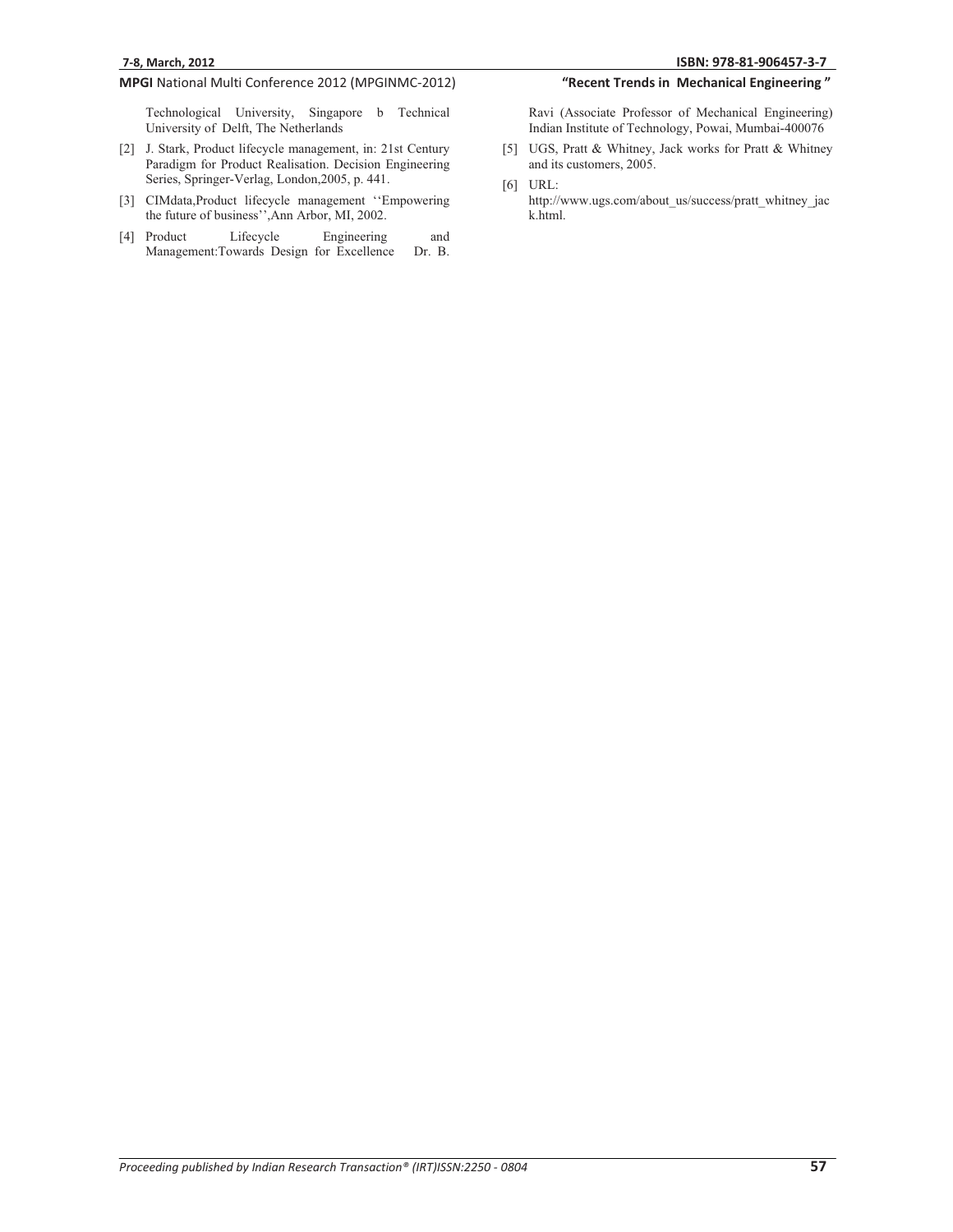Technological University, Singapore b Technical University of Delft, The Netherlands

[2] J. Stark, Product lifecycle management, in: 21st Century Paradigm for Product Realisation. Decision Engineering Series, Springer-Verlag, London,2005, p. 441.

[3] CIMdata,Product lifecycle management ''Empowering the future of business'',Ann Arbor, MI, 2002.

[4] Product Lifecycle Engineering and Management:Towards Design for Excellence Dr. B. Ravi (Associate Professor of Mechanical Engineering) Indian Institute of Technology, Powai, Mumbai-400076

[5] UGS, Pratt & Whitney, Jack works for Pratt & Whitney and its customers, 2005.

[6] URL: http://www.ugs.com/about_us/success/pratt_whitney_jack.html.